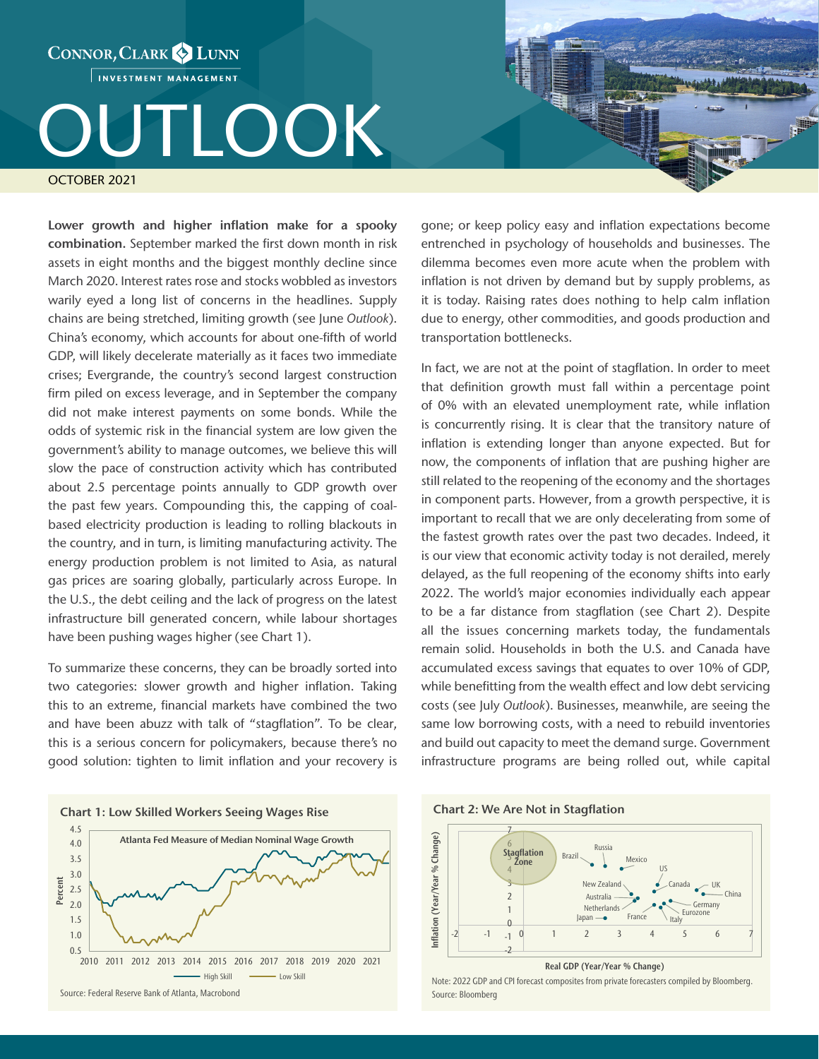Connor, Clark & Lunn Investment Management

# OUTLOOK

OCTOBER 2021

**Lower growth and higher inflation make for a spooky combination.** September marked the first down month in risk assets in eight months and the biggest monthly decline since March 2020. Interest rates rose and stocks wobbled as investors warily eyed a long list of concerns in the headlines. Supply chains are being stretched, limiting growth (see June *Outlook*). China's economy, which accounts for about one-fifth of world GDP, will likely decelerate materially as it faces two immediate crises; Evergrande, the country's second largest construction firm piled on excess leverage, and in September the company did not make interest payments on some bonds. While the odds of systemic risk in the financial system are low given the government's ability to manage outcomes, we believe this will slow the pace of construction activity which has contributed about 2.5 percentage points annually to GDP growth over the past few years. Compounding this, the capping of coal-based electricity production is leading to rolling blackouts in the country, and in turn, is limiting manufacturing activity. The energy production problem is not limited to Asia, as natural gas prices are soaring globally, particularly across Europe. In the U.S., the debt ceiling and the lack of progress on the latest infrastructure bill generated concern, while labour shortages have been pushing wages higher (see Chart 1).

To summarize these concerns, they can be broadly sorted into two categories: slower growth and higher inflation. Taking this to an extreme, financial markets have combined the two and have been abuzz with talk of "stagflation". To be clear, this is a serious concern for policymakers, because there's no good solution: tighten to limit inflation and your recovery is gone; or keep policy easy and inflation expectations become entrenched in psychology of households and businesses. The dilemma becomes even more acute when the problem with inflation is not driven by demand but by supply problems, as it is today. Raising rates does nothing to help calm inflation due to energy, other commodities, and goods production and transportation bottlenecks.

In fact, we are not at the point of stagflation. In order to meet that definition growth must fall within a percentage point of 0% with an elevated unemployment rate, while inflation is concurrently rising. It is clear that the transitory nature of inflation is extending longer than anyone expected. But for now, the components of inflation that are pushing higher are still related to the reopening of the economy and the shortages in component parts. However, from a growth perspective, it is important to recall that we are only decelerating from some of the fastest growth rates over the past two decades. Indeed, it is our view that economic activity today is not derailed, merely delayed, as the full reopening of the economy shifts into early 2022. The world's major economies individually each appear to be a far distance from stagflation (see Chart 2). Despite all the issues concerning markets today, the fundamentals remain solid. Households in both the U.S. and Canada have accumulated excess savings that equates to over 10% of GDP, while benefitting from the wealth effect and low debt servicing costs (see July *Outlook*). Businesses, meanwhile, are seeing the same low borrowing costs, with a need to rebuild inventories and build out capacity to meet the demand surge. Government infrastructure programs are being rolled out, while capital

**Chart 1: Low Skilled Workers Seeing Wages Rise**

Atlanta Fed Measure of Median Nominal Wage Growth (Percent, 2010–2021; High Skill, Low Skill)

Source: Federal Reserve Bank of Atlanta, Macrobond

**Chart 2: We Are Not in Stagflation**

Inflation (Year/Year % Change) vs. Real GDP (Year/Year % Change); Stagflation Zone; Brazil, Russia, Mexico, US, New Zealand, Canada, UK, China, Australia, Netherlands, Germany, Eurozone, Japan, France, Italy

Note: 2022 GDP and CPI forecast composites from private forecasters compiled by Bloomberg.
Source: Bloomberg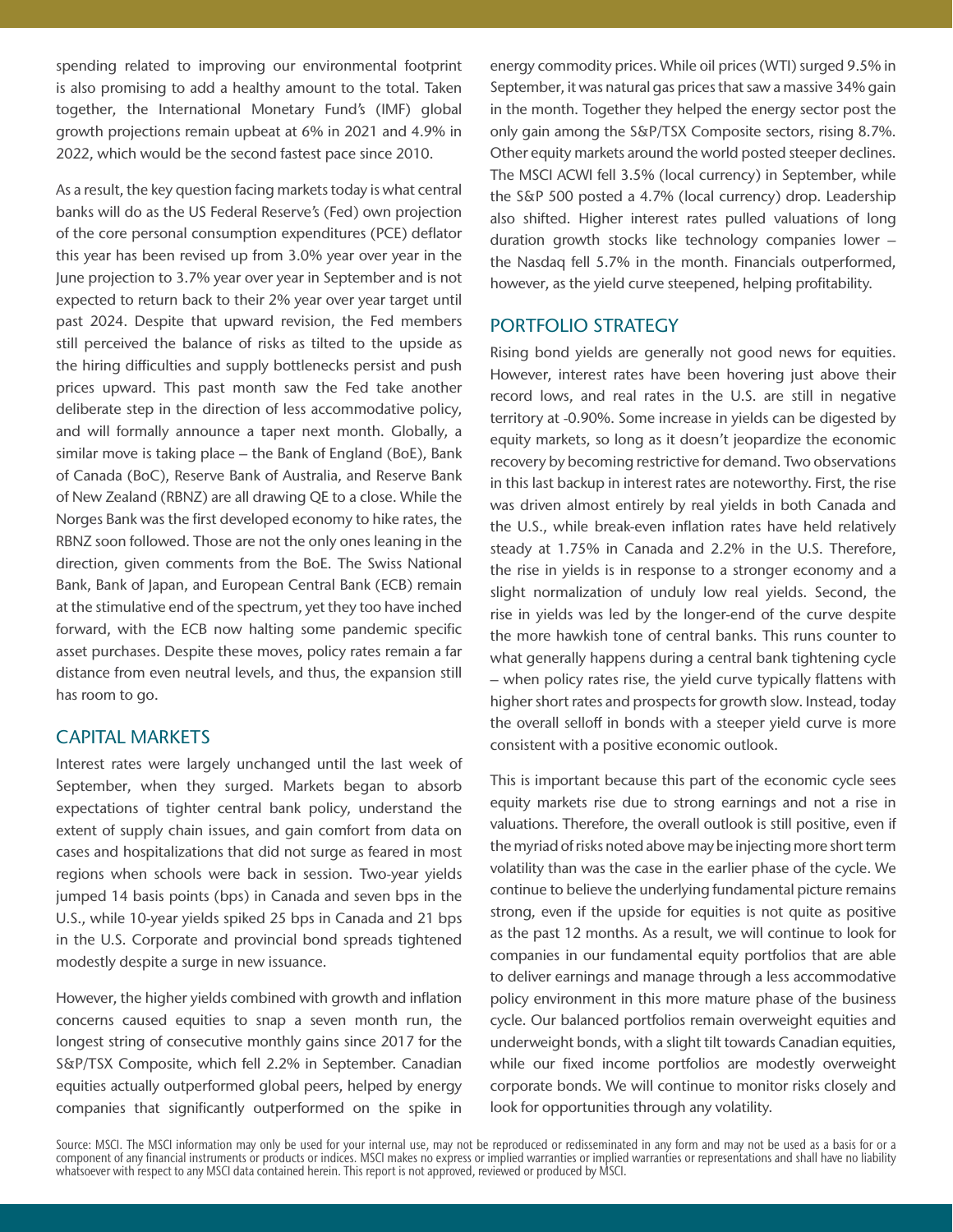spending related to improving our environmental footprint is also promising to add a healthy amount to the total. Taken together, the International Monetary Fund's (IMF) global growth projections remain upbeat at 6% in 2021 and 4.9% in 2022, which would be the second fastest pace since 2010.

As a result, the key question facing markets today is what central banks will do as the US Federal Reserve's (Fed) own projection of the core personal consumption expenditures (PCE) deflator this year has been revised up from 3.0% year over year in the June projection to 3.7% year over year in September and is not expected to return back to their 2% year over year target until past 2024. Despite that upward revision, the Fed members still perceived the balance of risks as tilted to the upside as the hiring difficulties and supply bottlenecks persist and push prices upward. This past month saw the Fed take another deliberate step in the direction of less accommodative policy, and will formally announce a taper next month. Globally, a similar move is taking place – the Bank of England (BoE), Bank of Canada (BoC), Reserve Bank of Australia, and Reserve Bank of New Zealand (RBNZ) are all drawing QE to a close. While the Norges Bank was the first developed economy to hike rates, the RBNZ soon followed. Those are not the only ones leaning in the direction, given comments from the BoE. The Swiss National Bank, Bank of Japan, and European Central Bank (ECB) remain at the stimulative end of the spectrum, yet they too have inched forward, with the ECB now halting some pandemic specific asset purchases. Despite these moves, policy rates remain a far distance from even neutral levels, and thus, the expansion still has room to go.

## CAPITAL MARKETS

Interest rates were largely unchanged until the last week of September, when they surged. Markets began to absorb expectations of tighter central bank policy, understand the extent of supply chain issues, and gain comfort from data on cases and hospitalizations that did not surge as feared in most regions when schools were back in session. Two-year yields jumped 14 basis points (bps) in Canada and seven bps in the U.S., while 10-year yields spiked 25 bps in Canada and 21 bps in the U.S. Corporate and provincial bond spreads tightened modestly despite a surge in new issuance.

However, the higher yields combined with growth and inflation concerns caused equities to snap a seven month run, the longest string of consecutive monthly gains since 2017 for the S&P/TSX Composite, which fell 2.2% in September. Canadian equities actually outperformed global peers, helped by energy companies that significantly outperformed on the spike in energy commodity prices. While oil prices (WTI) surged 9.5% in September, it was natural gas prices that saw a massive 34% gain in the month. Together they helped the energy sector post the only gain among the S&P/TSX Composite sectors, rising 8.7%. Other equity markets around the world posted steeper declines. The MSCI ACWI fell 3.5% (local currency) in September, while the S&P 500 posted a 4.7% (local currency) drop. Leadership also shifted. Higher interest rates pulled valuations of long duration growth stocks like technology companies lower – the Nasdaq fell 5.7% in the month. Financials outperformed, however, as the yield curve steepened, helping profitability.

## PORTFOLIO STRATEGY

Rising bond yields are generally not good news for equities. However, interest rates have been hovering just above their record lows, and real rates in the U.S. are still in negative territory at -0.90%. Some increase in yields can be digested by equity markets, so long as it doesn't jeopardize the economic recovery by becoming restrictive for demand. Two observations in this last backup in interest rates are noteworthy. First, the rise was driven almost entirely by real yields in both Canada and the U.S., while break-even inflation rates have held relatively steady at 1.75% in Canada and 2.2% in the U.S. Therefore, the rise in yields is in response to a stronger economy and a slight normalization of unduly low real yields. Second, the rise in yields was led by the longer-end of the curve despite the more hawkish tone of central banks. This runs counter to what generally happens during a central bank tightening cycle – when policy rates rise, the yield curve typically flattens with higher short rates and prospects for growth slow. Instead, today the overall selloff in bonds with a steeper yield curve is more consistent with a positive economic outlook.

This is important because this part of the economic cycle sees equity markets rise due to strong earnings and not a rise in valuations. Therefore, the overall outlook is still positive, even if the myriad of risks noted above may be injecting more short term volatility than was the case in the earlier phase of the cycle. We continue to believe the underlying fundamental picture remains strong, even if the upside for equities is not quite as positive as the past 12 months. As a result, we will continue to look for companies in our fundamental equity portfolios that are able to deliver earnings and manage through a less accommodative policy environment in this more mature phase of the business cycle. Our balanced portfolios remain overweight equities and underweight bonds, with a slight tilt towards Canadian equities, while our fixed income portfolios are modestly overweight corporate bonds. We will continue to monitor risks closely and look for opportunities through any volatility.

Source: MSCI. The MSCI information may only be used for your internal use, may not be reproduced or redisseminated in any form and may not be used as a basis for or a component of any financial instruments or products or indices. MSCI makes no express or implied warranties or implied warranties or representations and shall have no liability whatsoever with respect to any MSCI data contained herein. This report is not approved, reviewed or produced by MSCI.